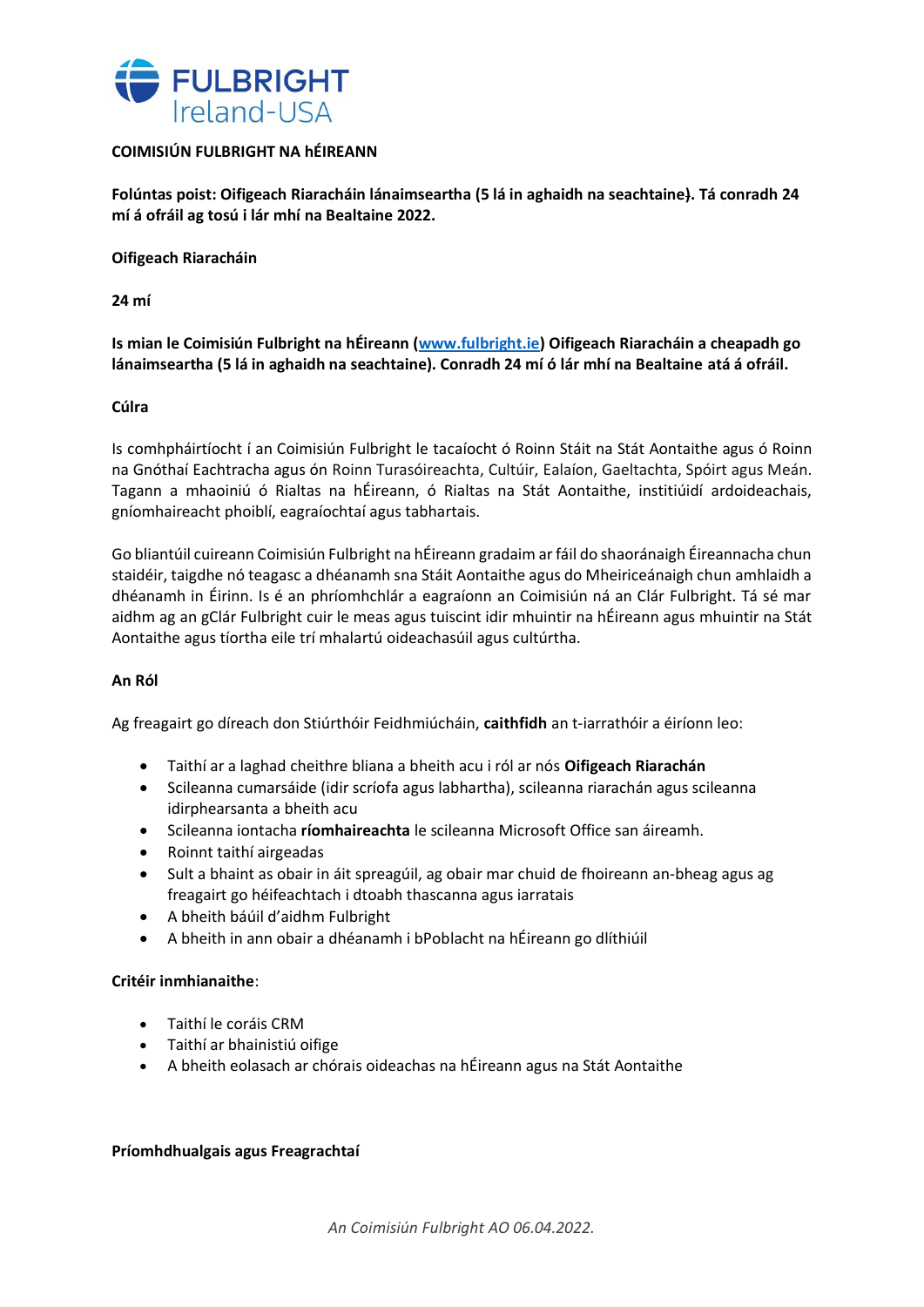**COIMISIÚN FULBRIGHT NA hÉIREANN**

**Folúntas poist: Oifigeach Riaracháin lánaimseartha (5 lá in aghaidh na seachtaine). Tá conradh 24 mí á ofráil ag tosú i lár mhí na Bealtaine 2022.**

**Oifigeach Riaracháin**

**24 mí**

**Is mian le Coimisiún Fulbright na hÉireann ([www.fulbright.ie](www.fulbright.ie)) Oifigeach Riaracháin a cheapadh go lánaimseartha (5 lá in aghaidh na seachtaine). Conradh 24 mí ó lár mhí na Bealtaine atá á ofráil.**

**Cúlra**

Is comhpháirtíocht í an Coimisiún Fulbright le tacaíocht ó Roinn Stáit na Stát Aontaithe agus ó Roinn na Gnóthaí Eachtracha agus ón Roinn Turasóireachta, Cultúir, Ealaíon, Gaeltachta, Spóirt agus Meán. Tagann a mhaoiniú ó Rialtas na hÉireann, ó Rialtas na Stát Aontaithe, institiúidí ardoideachais, gníomhaireacht phoiblí, eagraíochtaí agus tabhartais.

Go bliantúil cuireann Coimisiún Fulbright na hÉireann gradaim ar fáil do shaoránaigh Éireannacha chun staidéir, taighde nó teagasc a dhéanamh sna Stáit Aontaithe agus do Mheiriceánaigh chun amhlaidh a dhéanamh in Éirinn. Is é an phríomhchlár a eagraíonn an Coimisiún ná an Clár Fulbright. Tá sé mar aidhm ag an gClár Fulbright cuir le meas agus tuiscint idir mhuintir na hÉireann agus mhuintir na Stát Aontaithe agus tíortha eile trí mhalartú oideachasúil agus cultúrtha.

**An Ról**

Ag freagairt go díreach don Stiúrthóir Feidhmiúcháin, **caithfidh** an t-iarrathóir a éiríonn leo:

- Taithí ar a laghad cheithre bliana a bheith acu i ról ar nós **Oifigeach Riaracháin**
- Scileanna cumarsáide (idir scríofa agus labhartha), scileanna riaracháin agus scileanna idirphearsanta a bheith acu
- Scileanna iontacha **ríomhaireachta** le scileanna Microsoft Office san áireamh.
- Roinnt taithí airgeadas
- Sult a bhaint as obair in áit spreagúil, ag obair mar chuid de fhoireann an-bheag agus ag freagairt go héifeachtach i dtoabh thascanna agus iarratais
- A bheith báúil d'aidhm Fulbright
- A bheith in ann obair a dhéanamh i bPoblacht na hÉireann go dlíthiúil

**Critéir inmhianaithe**:

- Taithí le coráis CRM
- Taithí ar bhainistiú oifige
- A bheith eolasach ar chórais oideachas na hÉireann agus na Stát Aontaithe

**Príomhdhualgais agus Freagrachtaí**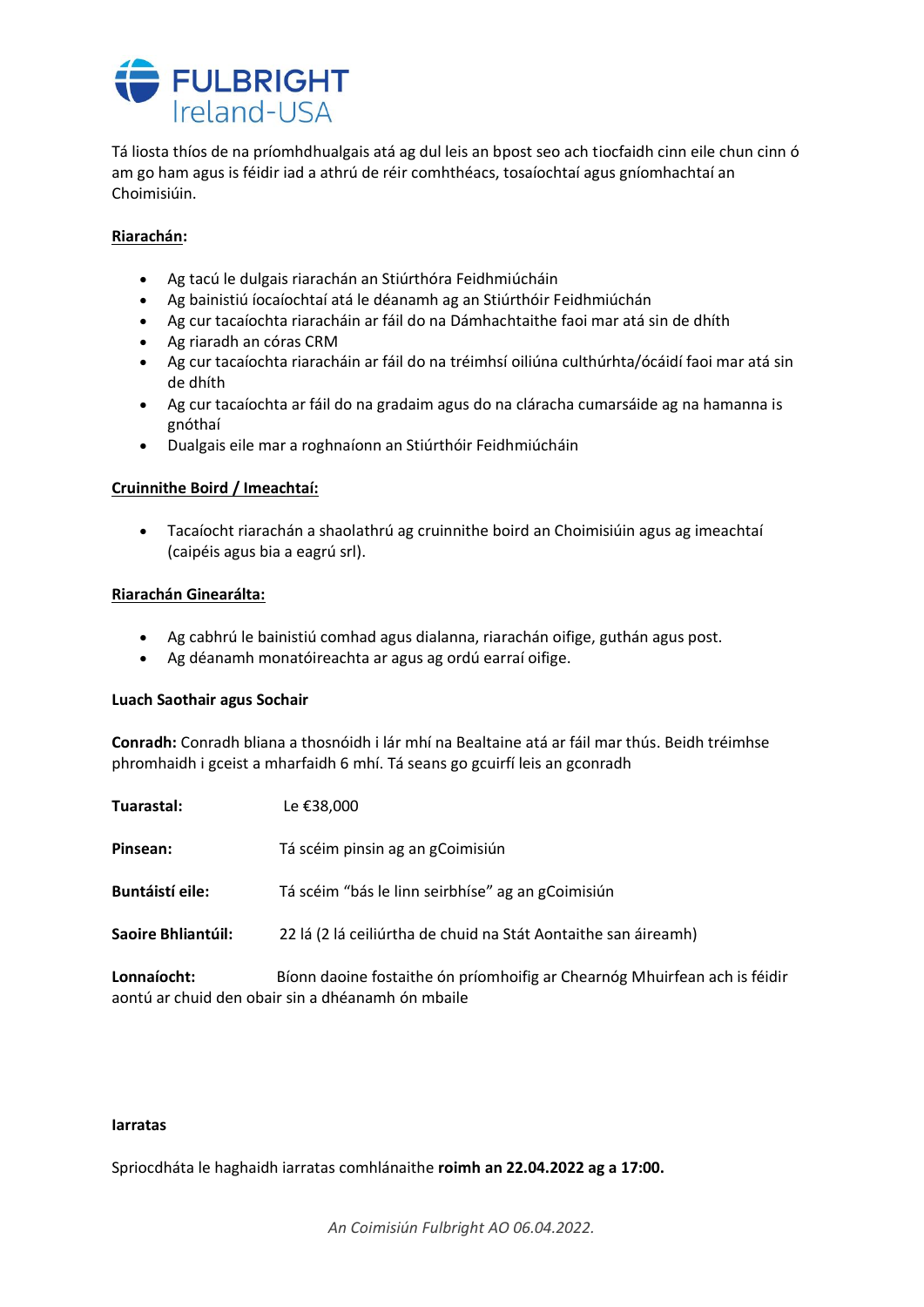FULBRIGHT Ireland-USA

Tá liosta thíos de na príomhdhualgais atá ag dul leis an bpost seo ach tiocfaidh cinn eile chun cinn ó am go ham agus is féidir iad a athrú de réir comhthéacs, tosaíochtaí agus gníomhachtaí an Choimisiúin.

**Riarachán:**

- Ag tacú le dulgais riarachán an Stiúrthóra Feidhmiúcháin
- Ag bainistiú íocaíochtaí atá le déanamh ag an Stiúrthóir Feidhmiúchán
- Ag cur tacaíochta riaracháin ar fáil do na Dámhachtaithe faoi mar atá sin de dhíth
- Ag riaradh an córas CRM
- Ag cur tacaíochta riaracháin ar fáil do na tréimhsí oiliúna culthúrhta/ócáidí faoi mar atá sin de dhíth
- Ag cur tacaíochta ar fáil do na gradaim agus do na cláracha cumarsáide ag na hamanna is gnóthaí
- Dualgais eile mar a roghnaíonn an Stiúrthóir Feidhmiúcháin

**Cruinnithe Boird / Imeachtaí:**

- Tacaíocht riarachán a shaolathrú ag cruinnithe boird an Choimisiúin agus ag imeachtaí (caipéis agus bia a eagrú srl).

**Riarachán Ginearálta:**

- Ag cabhrú le bainistiú comhad agus dialanna, riarachán oifige, guthán agus post.
- Ag déanamh monatóireachta ar agus ag ordú earraí oifige.

**Luach Saothair agus Sochair**

**Conradh:** Conradh bliana a thosnóidh i lár mhí na Bealtaine atá ar fáil mar thús. Beidh tréimhse phromhaidh i gceist a mharfaidh 6 mhí. Tá seans go gcuirfí leis an gconradh

**Tuarastal:** Le €38,000

**Pinsean:** Tá scéim pinsin ag an gCoimisiún

**Buntáistí eile:** Tá scéim "bás le linn seirbhíse" ag an gCoimisiún

**Saoire Bhliantúil:** 22 lá (2 lá ceiliúrtha de chuid na Stát Aontaithe san áireamh)

**Lonnaíocht:** Bíonn daoine fostaithe ón príomhoifig ar Chearnóg Mhuirfean ach is féidir aontú ar chuid den obair sin a dhéanamh ón mbaile

**Iarratas**

Spriocdháta le haghaidh iarratas comhlánaithe **roimh an 22.04.2022 ag a 17:00.**

*An Coimisiún Fulbright AO 06.04.2022.*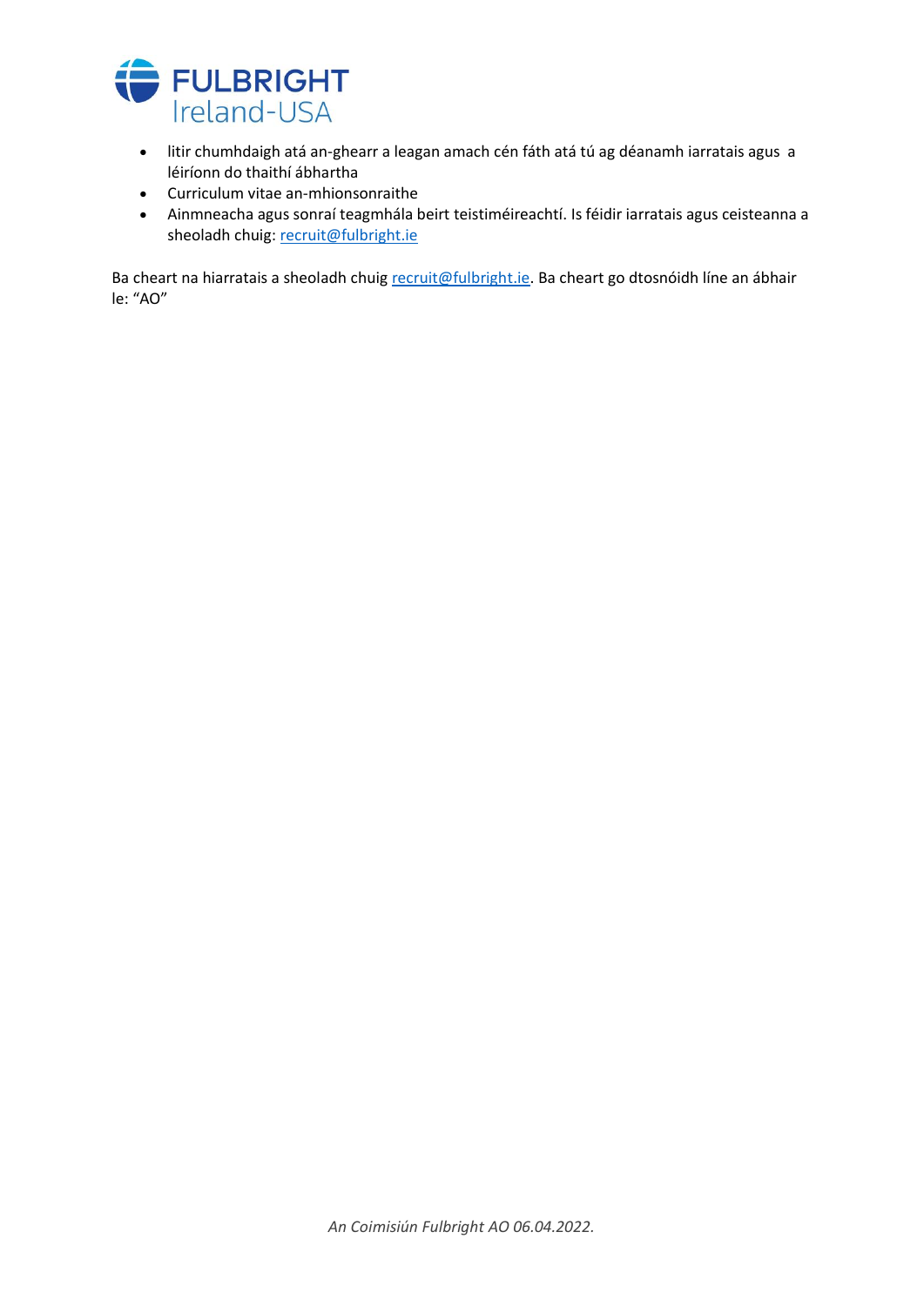- litir chumhdaigh atá an-ghearr a leagan amach cén fáth atá tú ag déanamh iarratais agus a léiríonn do thaithí ábhartha
- Curriculum vitae an-mhionsonraithe
- Ainmneacha agus sonraí teagmhála beirt teistiméireachtí. Is féidir iarratais agus ceisteanna a sheoladh chuig: recruit@fulbright.ie

Ba cheart na hiarratais a sheoladh chuig recruit@fulbright.ie. Ba cheart go dtosnóidh líne an ábhair le: "AO"

*An Coimisiún Fulbright AO 06.04.2022.*